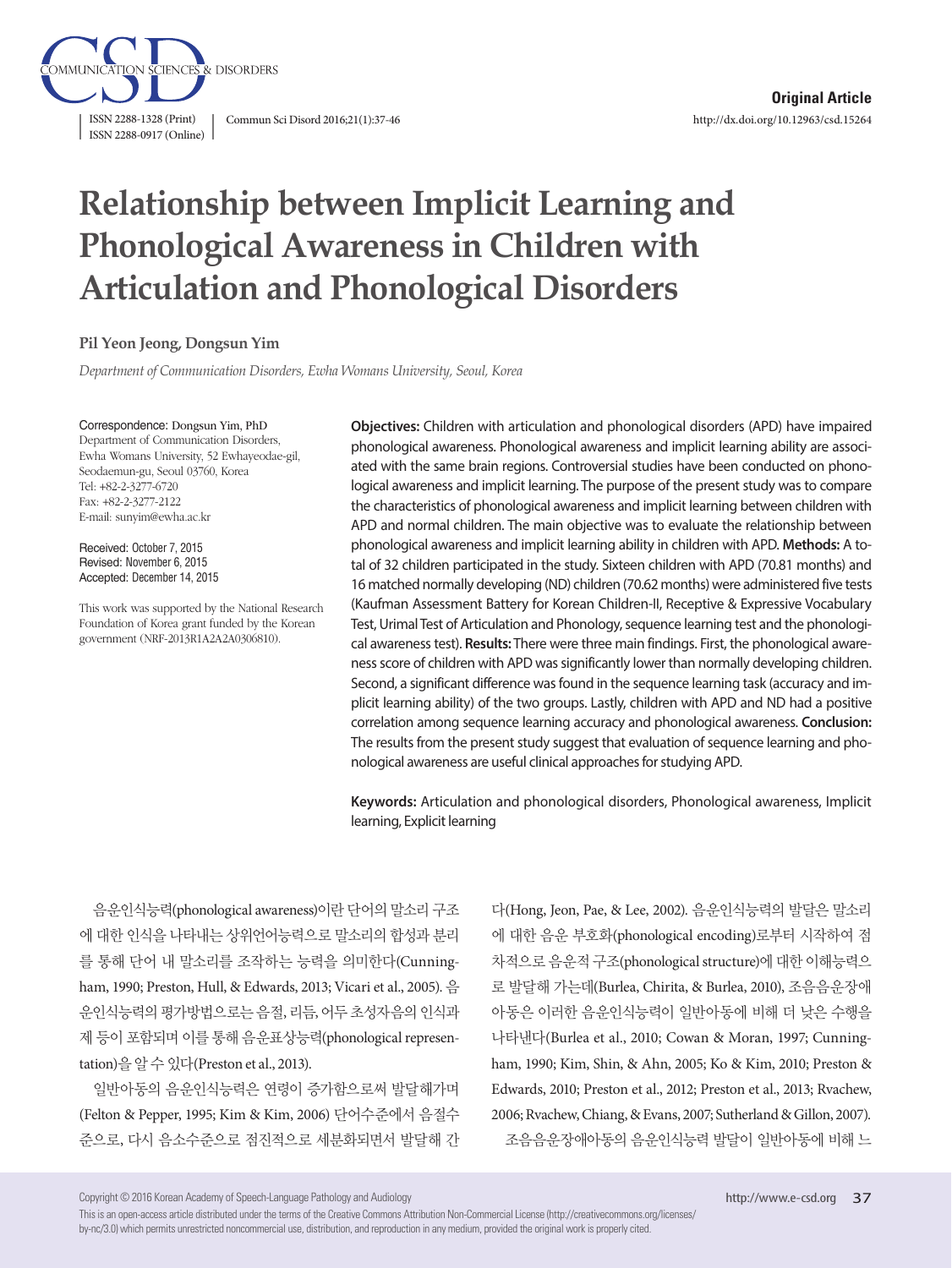**Original Article**

# Relationship between Implicit Learning and Phonological Awareness in Children with Articulation and Phonological Disorders

**Pil Yeon Jeong, Dongsun Yim**

*Department of Communication Disorders, Ewha Womans University, Seoul, Korea*

Correspondence: Dongsun Yim, PhD
Department of Communication Disorders, Ewha Womans University, 52 Ewhayeodae-gil, Seodaemun-gu, Seoul 03760, Korea
Tel: +82-2-3277-6720
Fax: +82-2-3277-2122
E-mail: sunyim@ewha.ac.kr

Received: October 7, 2015
Revised: November 6, 2015
Accepted: December 14, 2015

This work was supported by the National Research Foundation of Korea grant funded by the Korean government (NRF-2013R1A2A2A0306810).

**Objectives:** Children with articulation and phonological disorders (APD) have impaired phonological awareness. Phonological awareness and implicit learning ability are associated with the same brain regions. Controversial studies have been conducted on phonological awareness and implicit learning. The purpose of the present study was to compare the characteristics of phonological awareness and implicit learning between children with APD and normal children. The main objective was to evaluate the relationship between phonological awareness and implicit learning ability in children with APD. **Methods:** A total of 32 children participated in the study. Sixteen children with APD (70.81 months) and 16 matched normally developing (ND) children (70.62 months) were administered five tests (Kaufman Assessment Battery for Korean Children-II, Receptive & Expressive Vocabulary Test, Urimal Test of Articulation and Phonology, sequence learning test and the phonological awareness test). **Results:** There were three main findings. First, the phonological awareness score of children with APD was significantly lower than normally developing children. Second, a significant difference was found in the sequence learning task (accuracy and implicit learning ability) of the two groups. Lastly, children with APD and ND had a positive correlation among sequence learning accuracy and phonological awareness. **Conclusion:** The results from the present study suggest that evaluation of sequence learning and phonological awareness are useful clinical approaches for studying APD.

**Keywords:** Articulation and phonological disorders, Phonological awareness, Implicit learning, Explicit learning

음운인식능력(phonological awareness)이란 단어의 말소리 구조에 대한 인식을 나타내는 상위언어능력으로 말소리의 합성과 분리를 통해 단어 내 말소리를 조작하는 능력을 의미한다(Cunningham, 1990; Preston, Hull, & Edwards, 2013; Vicari et al., 2005). 음운인식능력의 평가방법으로는 음절, 리듬, 어두 초성자음의 인식과제 등이 포함되며 이를 통해 음운표상능력(phonological representation)을 알 수 있다(Preston et al., 2013).

일반아동의 음운인식능력은 연령이 증가함으로써 발달해가며(Felton & Pepper, 1995; Kim & Kim, 2006) 단어수준에서 음절수준으로, 다시 음소수준으로 점진적으로 세분화되면서 발달해 간다(Hong, Jeon, Pae, & Lee, 2002). 음운인식능력의 발달은 말소리에 대한 음운 부호화(phonological encoding)로부터 시작하여 점차적으로 음운적 구조(phonological structure)에 대한 이해능력으로 발달해 가는데(Burlea, Chirita, & Burlea, 2010), 조음음운장애 아동은 이러한 음운인식능력이 일반아동에 비해 더 낮은 수행을 나타낸다(Burlea et al., 2010; Cowan & Moran, 1997; Cunningham, 1990; Kim, Shin, & Ahn, 2005; Ko & Kim, 2010; Preston & Edwards, 2010; Preston et al., 2012; Preston et al., 2013; Rvachew, 2006; Rvachew, Chiang, & Evans, 2007; Sutherland & Gillon, 2007).

조음음운장애아동의 음운인식능력 발달이 일반아동에 비해 느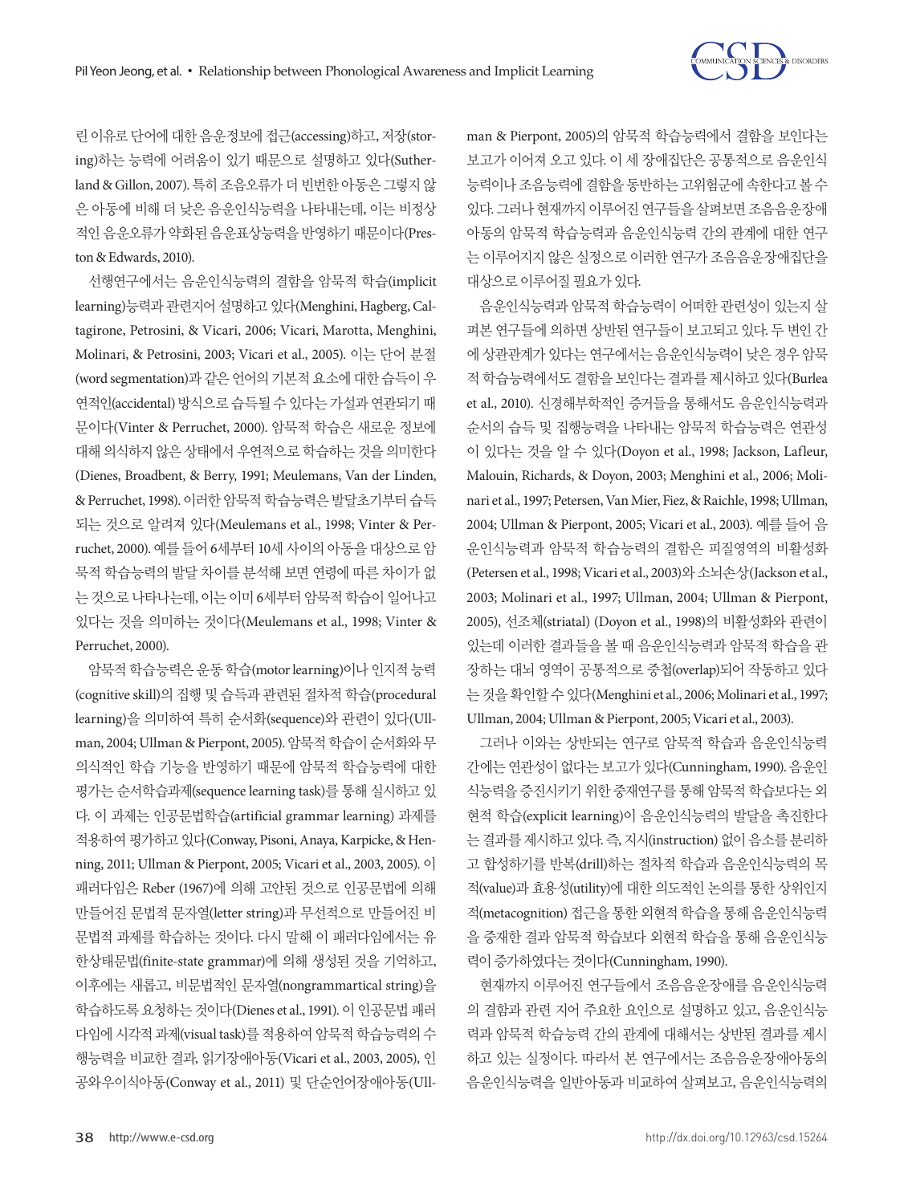린 이유로 단어에 대한 음운정보에 접근(accessing)하고, 저장(storing)하는 능력에 어려움이 있기 때문으로 설명하고 있다(Sutherland & Gillon, 2007). 특히 조음오류가 더 빈번한 아동은 그렇지 않은 아동에 비해 더 낮은 음운인식능력을 나타내는데, 이는 비정상적인 음운오류가 약화된 음운표상능력을 반영하기 때문이다(Preston & Edwards, 2010).

선행연구에서는 음운인식능력의 결함을 암묵적 학습(implicit learning)능력과 관련지어 설명하고 있다(Menghini, Hagberg, Caltagirone, Petrosini, & Vicari, 2006; Vicari, Marotta, Menghini, Molinari, & Petrosini, 2003; Vicari et al., 2005). 이는 단어 분절(word segmentation)과 같은 언어의 기본적 요소에 대한 습득이 우연적인(accidental) 방식으로 습득될 수 있다는 가설과 연관되기 때문이다(Vinter & Perruchet, 2000). 암묵적 학습은 새로운 정보에 대해 의식하지 않은 상태에서 우연적으로 학습하는 것을 의미한다(Dienes, Broadbent, & Berry, 1991; Meulemans, Van der Linden, & Perruchet, 1998). 이러한 암묵적 학습능력은 발달초기부터 습득되는 것으로 알려져 있다(Meulemans et al., 1998; Vinter & Perruchet, 2000). 예를 들어 6세부터 10세 사이의 아동을 대상으로 암묵적 학습능력의 발달 차이를 분석해 보면 연령에 따른 차이가 없는 것으로 나타나는데, 이는 이미 6세부터 암묵적 학습이 일어나고 있다는 것을 의미하는 것이다(Meulemans et al., 1998; Vinter & Perruchet, 2000).

암묵적 학습능력은 운동 학습(motor learning)이나 인지적 능력(cognitive skill)의 집행 및 습득과 관련된 절차적 학습(procedural learning)을 의미하여 특히 순서화(sequence)와 관련이 있다(Ullman, 2004; Ullman & Pierpont, 2005). 암묵적 학습이 순서화와 무의식적인 학습 기능을 반영하기 때문에 암묵적 학습능력에 대한 평가는 순서학습과제(sequence learning task)를 통해 실시하고 있다. 이 과제는 인공문법학습(artificial grammar learning) 과제를 적용하여 평가하고 있다(Conway, Pisoni, Anaya, Karpicke, & Henning, 2011; Ullman & Pierpont, 2005; Vicari et al., 2003, 2005). 이 패러다임은 Reber (1967)에 의해 고안된 것으로 인공문법에 의해 만들어진 문법적 문자열(letter string)과 무선적으로 만들어진 비문법적 과제를 학습하는 것이다. 다시 말해 이 패러다임에서는 유한상태문법(finite-state grammar)에 의해 생성된 것을 기억하고, 이후에는 새롭고, 비문법적인 문자열(nongrammartical string)을 학습하도록 요청하는 것이다(Dienes et al., 1991). 이 인공문법 패러다임에 시각적 과제(visual task)를 적용하여 암묵적 학습능력의 수행능력을 비교한 결과, 읽기장애아동(Vicari et al., 2003, 2005), 인공와우이식아동(Conway et al., 2011) 및 단순언어장애아동(Ullman & Pierpont, 2005)의 암묵적 학습능력에서 결함을 보인다는 보고가 이어져 오고 있다. 이 세 장애집단은 공통적으로 음운인식능력이나 조음능력에 결함을 동반하는 고위험군에 속한다고 볼 수 있다. 그러나 현재까지 이루어진 연구들을 살펴보면 조음음운장애아동의 암묵적 학습능력과 음운인식능력 간의 관계에 대한 연구는 이루어지지 않은 실정으로 이러한 연구가 조음음운장애집단을 대상으로 이루어질 필요가 있다.

음운인식능력과 암묵적 학습능력이 어떠한 관련성이 있는지 살펴본 연구들에 의하면 상반된 연구들이 보고되고 있다. 두 변인 간에 상관관계가 있다는 연구에서는 음운인식능력이 낮은 경우 암묵적 학습능력에서도 결함을 보인다는 결과를 제시하고 있다(Burlea et al., 2010). 신경해부학적인 증거들을 통해서도 음운인식능력과 순서의 습득 및 집행능력을 나타내는 암묵적 학습능력은 연관성이 있다는 것을 알 수 있다(Doyon et al., 1998; Jackson, Lafleur, Malouin, Richards, & Doyon, 2003; Menghini et al., 2006; Molinari et al., 1997; Petersen, Van Mier, Fiez, & Raichle, 1998; Ullman, 2004; Ullman & Pierpont, 2005; Vicari et al., 2003). 예를 들어 음운인식능력과 암묵적 학습능력의 결함은 피질영역의 비활성화(Petersen et al., 1998; Vicari et al., 2003)와 소뇌손상(Jackson et al., 2003; Molinari et al., 1997; Ullman, 2004; Ullman & Pierpont, 2005), 선조체(striatal) (Doyon et al., 1998)의 비활성화와 관련이 있는데 이러한 결과들을 볼 때 음운인식능력과 암묵적 학습을 관장하는 대뇌 영역이 공통적으로 중첩(overlap)되어 작동하고 있다는 것을 확인할 수 있다(Menghini et al., 2006; Molinari et al., 1997; Ullman, 2004; Ullman & Pierpont, 2005; Vicari et al., 2003).

그러나 이와는 상반되는 연구로 암묵적 학습과 음운인식능력 간에는 연관성이 없다는 보고가 있다(Cunningham, 1990). 음운인식능력을 증진시키기 위한 중재연구를 통해 암묵적 학습보다는 외현적 학습(explicit learning)이 음운인식능력의 발달을 촉진한다는 결과를 제시하고 있다. 즉, 지시(instruction) 없이 음소를 분리하고 합성하기를 반복(drill)하는 절차적 학습과 음운인식능력의 목적(value)과 효용성(utility)에 대한 의도적인 논의를 통한 상위인지적(metacognition) 접근을 통한 외현적 학습을 통해 음운인식능력을 중재한 결과 암묵적 학습보다 외현적 학습을 통해 음운인식능력이 증가하였다는 것이다(Cunningham, 1990).

현재까지 이루어진 연구들에서 조음음운장애를 음운인식능력의 결함과 관련 지어 주요한 요인으로 설명하고 있고, 음운인식능력과 암묵적 학습능력 간의 관계에 대해서는 상반된 결과를 제시하고 있는 실정이다. 따라서 본 연구에서는 조음음운장애아동의 음운인식능력을 일반아동과 비교하여 살펴보고, 음운인식능력의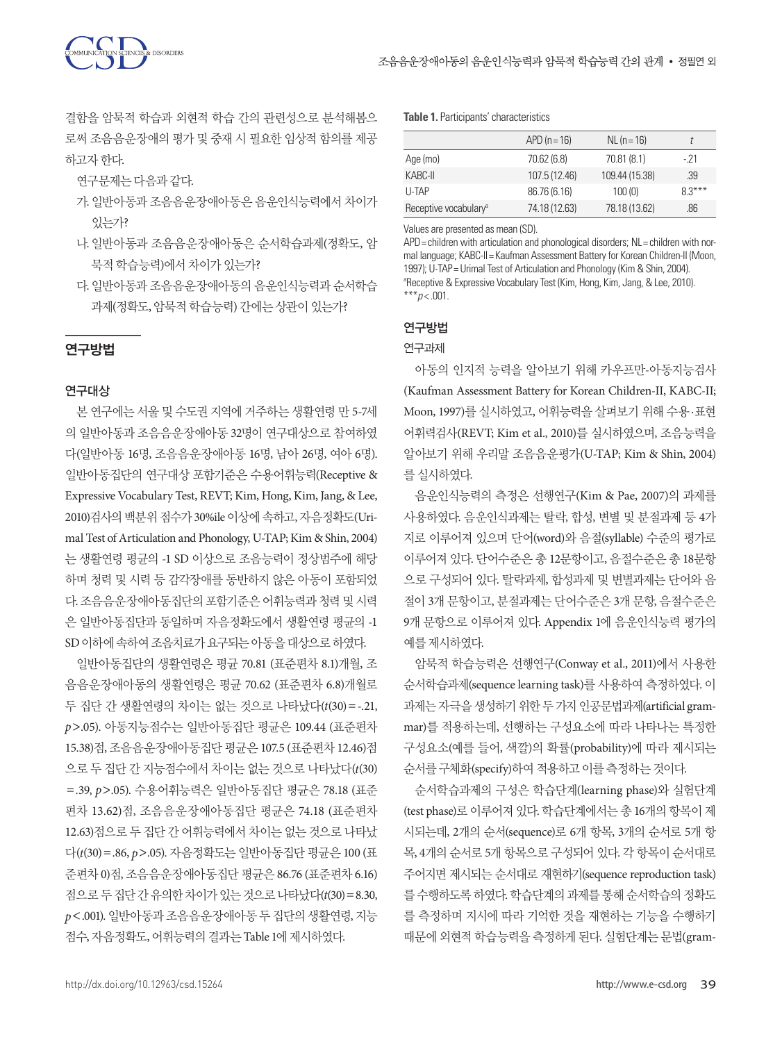결함을 암묵적 학습과 외현적 학습 간의 관련성으로 분석해봄으로써 조음음운장애의 평가 및 중재 시 필요한 임상적 함의를 제공하고자 한다.

연구문제는 다음과 같다.

가. 일반아동과 조음음운장애아동은 음운인식능력에서 차이가 있는가?

나. 일반아동과 조음음운장애아동은 순서학습과제(정확도, 암묵적 학습능력)에서 차이가 있는가?

다. 일반아동과 조음음운장애아동의 음운인식능력과 순서학습과제(정확도, 암묵적 학습능력) 간에는 상관이 있는가?

## 연구방법

### 연구대상

본 연구에는 서울 및 수도권 지역에 거주하는 생활연령 만 5-7세의 일반아동과 조음음운장애아동 32명이 연구대상으로 참여하였다(일반아동 16명, 조음음운장애아동 16명, 남아 26명, 여아 6명). 일반아동집단의 연구대상 포함기준은 수용어휘능력(Receptive & Expressive Vocabulary Test, REVT; Kim, Hong, Kim, Jang, & Lee, 2010)검사의 백분위 점수가 30%ile 이상에 속하고, 자음정확도(Urimal Test of Articulation and Phonology, U-TAP; Kim & Shin, 2004)는 생활연령 평균의 -1 SD 이상으로 조음능력이 정상범주에 해당하며 청력 및 시력 등 감각장애를 동반하지 않은 아동이 포함되었다. 조음음운장애아동집단의 포함기준은 어휘능력과 청력 및 시력은 일반아동집단과 동일하며 자음정확도에서 생활연령 평균의 -1 SD 이하에 속하여 조음치료가 요구되는 아동을 대상으로 하였다.

일반아동집단의 생활연령은 평균 70.81 (표준편차 8.1)개월, 조음음운장애아동의 생활연령은 평균 70.62 (표준편차 6.8)개월로 두 집단 간 생활연령의 차이는 없는 것으로 나타났다($t(30) = -.21$, $p > .05$). 아동지능점수는 일반아동집단 평균은 109.44 (표준편차 15.38)점, 조음음운장애아동집단 평균은 107.5 (표준편차 12.46)점으로 두 집단 간 지능점수에서 차이는 없는 것으로 나타났다($t(30) = .39$, $p > .05$). 수용어휘능력은 일반아동집단 평균은 78.18 (표준편차 13.62)점, 조음음운장애아동집단 평균은 74.18 (표준편차 12.63)점으로 두 집단 간 어휘능력에서 차이는 없는 것으로 나타났다($t(30) = .86$, $p > .05$). 자음정확도는 일반아동집단 평균은 100 (표준편차 0)점, 조음음운장애아동집단 평균은 86.76 (표준편차 6.16)점으로 두 집단 간 유의한 차이가 있는 것으로 나타났다($t(30) = 8.30$, $p < .001$). 일반아동과 조음음운장애아동 두 집단의 생활연령, 지능점수, 자음정확도, 어휘능력의 결과는 Table 1에 제시하였다.

**Table 1.** Participants' characteristics

| | APD (n = 16) | NL (n = 16) | *t* |
|---|---|---|---|
| Age (mo) | 70.62 (6.8) | 70.81 (8.1) | -.21 |
| KABC-II | 107.5 (12.46) | 109.44 (15.38) | .39 |
| U-TAP | 86.76 (6.16) | 100 (0) | 8.3*** |
| Receptive vocabulary[a] | 74.18 (12.63) | 78.18 (13.62) | .86 |

Values are presented as mean (SD).

APD = children with articulation and phonological disorders; NL = children with normal language; KABC-II = Kaufman Assessment Battery for Korean Children-II (Moon, 1997); U-TAP = Urimal Test of Articulation and Phonology (Kim & Shin, 2004).

[a]Receptive & Expressive Vocabulary Test (Kim, Hong, Kim, Jang, & Lee, 2010).

***$p < .001$.

## 연구방법

### 연구과제

아동의 인지적 능력을 알아보기 위해 카우프만-아동지능검사(Kaufman Assessment Battery for Korean Children-II, KABC-II; Moon, 1997)를 실시하였고, 어휘능력을 살펴보기 위해 수용·표현 어휘력검사(REVT; Kim et al., 2010)를 실시하였으며, 조음능력을 알아보기 위해 우리말 조음음운평가(U-TAP; Kim & Shin, 2004)를 실시하였다.

음운인식능력의 측정은 선행연구(Kim & Pae, 2007)의 과제를 사용하였다. 음운인식과제는 탈락, 합성, 변별 및 분절과제 등 4가지로 이루어져 있으며 단어(word)와 음절(syllable) 수준의 평가로 이루어져 있다. 단어수준은 총 12문항이고, 음절수준은 총 18문항으로 구성되어 있다. 탈락과제, 합성과제 및 변별과제는 단어와 음절이 3개 문항이고, 분절과제는 단어수준은 3개 문항, 음절수준은 9개 문항으로 이루어져 있다. Appendix 1에 음운인식능력 평가의 예를 제시하였다.

암묵적 학습능력은 선행연구(Conway et al., 2011)에서 사용한 순서학습과제(sequence learning task)를 사용하여 측정하였다. 이 과제는 자극을 생성하기 위한 두 가지 인공문법과제(artificial grammar)를 적용하는데, 선행하는 구성요소에 따라 나타나는 특정한 구성요소(예를 들어, 색깔)의 확률(probability)에 따라 제시되는 순서를 구체화(specify)하여 적용하고 이를 측정하는 것이다.

순서학습과제의 구성은 학습단계(learning phase)와 실험단계(test phase)로 이루어져 있다. 학습단계에서는 총 16개의 항목이 제시되는데, 2개의 순서(sequence)로 6개 항목, 3개의 순서로 5개 항목, 4개의 순서로 5개 항목으로 구성되어 있다. 각 항목이 순서대로 주어지면 제시되는 순서대로 재현하기(sequence reproduction task)를 수행하도록 하였다. 학습단계의 과제를 통해 순서학습의 정확도를 측정하며 지시에 따라 기억한 것을 재현하는 기능을 수행하기 때문에 외현적 학습능력을 측정하게 된다. 실험단계는 문법(gram-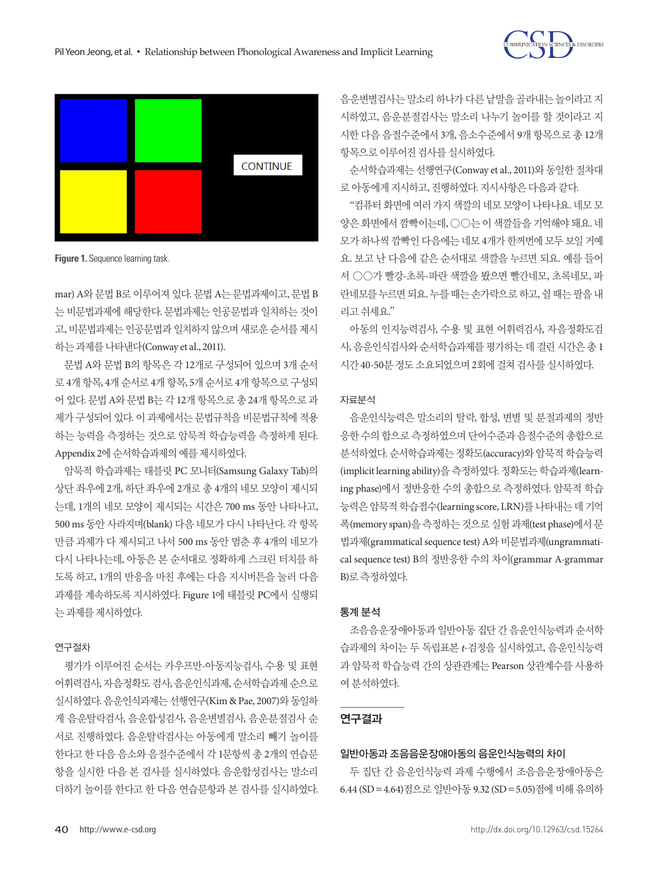Figure 1. Sequence learning task.

mar) A와 문법 B로 이루어져 있다. 문법 A는 문법과제이고, 문법 B는 비문법과제에 해당한다. 문법과제는 인공문법과 일치하는 것이고, 비문법과제는 인공문법과 일치하지 않으며 새로운 순서를 제시하는 과제를 나타낸다(Conway et al., 2011).

문법 A와 문법 B의 항목은 각 12개로 구성되어 있으며 3개 순서로 4개 항목, 4개 순서로 4개 항목, 5개 순서로 4개 항목으로 구성되어 있다. 문법 A와 문법 B는 각 12개 항목으로 총 24개 항목으로 과제가 구성되어 있다. 이 과제에서는 문법규칙을 비문법규칙에 적용하는 능력을 측정하는 것으로 암묵적 학습능력을 측정하게 된다. Appendix 2에 순서학습과제의 예를 제시하였다.

암묵적 학습과제는 태블릿 PC 모니터(Samsung Galaxy Tab)의 상단 좌우에 2개, 하단 좌우에 2개로 총 4개의 네모 모양이 제시되는데, 1개의 네모 모양이 제시되는 시간은 700 ms 동안 나타나고, 500 ms 동안 사라지며(blank) 다음 네모가 다시 나타난다. 각 항목만큼 과제가 다 제시되고 나서 500 ms 동안 멈춘 후 4개의 네모가 다시 나타나는데, 아동은 본 순서대로 정확하게 스크린 터치를 하도록 하고, 1개의 반응을 마친 후에는 다음 지시버튼을 눌러 다음 과제를 계속하도록 지시하였다. Figure 1에 태블릿 PC에서 실행되는 과제를 제시하였다.

### 연구절차

평가가 이루어진 순서는 카우프만-아동지능검사, 수용 및 표현 어휘력검사, 자음정확도 검사, 음운인식과제, 순서학습과제 순으로 실시하였다. 음운인식과제는 선행연구(Kim & Pae, 2007)와 동일하게 음운탈락검사, 음운합성검사, 음운변별검사, 음운분절검사 순서로 진행하였다. 음운탈락검사는 아동에게 말소리 빼기 놀이를 한다고 한 다음 음소와 음절수준에서 각 1문항씩 총 2개의 연습문항을 실시한 다음 본 검사를 실시하였다. 음운합성검사는 말소리 더하기 놀이를 한다고 한 다음 연습문항과 본 검사를 실시하였다. 음운변별검사는 말소리 하나가 다른 낱말을 골라내는 놀이라고 지시하였고, 음운분절검사는 말소리 나누기 놀이를 할 것이라고 지시한 다음 음절수준에서 3개, 음소수준에서 9개 항목으로 총 12개 항목으로 이루어진 검사를 실시하였다.

순서학습과제는 선행연구(Conway et al., 2011)와 동일한 절차대로 아동에게 지시하고, 진행하였다. 지시사항은 다음과 같다.

"컴퓨터 화면에 여러 가지 색깔의 네모 모양이 나타나요. 네모 모양은 화면에서 깜빡이는데, ○○는 이 색깔들을 기억해야 돼요. 네모가 하나씩 깜빡인 다음에는 네모 4개가 한꺼번에 모두 보일 거예요. 보고 난 다음에 같은 순서대로 색깔을 누르면 되요. 예를 들어서 ○○가 빨강-초록-파란 색깔을 봤으면 빨간네모, 초록네모, 파란네모를 누르면 되요. 누를 때는 손가락으로 하고, 쉴 때는 팔을 내리고 쉬세요."

아동의 인지능력검사, 수용 및 표현 어휘력검사, 자음정확도검사, 음운인식검사와 순서학습과제를 평가하는 데 걸린 시간은 총 1시간 40-50분 정도 소요되었으며 2회에 걸쳐 검사를 실시하였다.

### 자료분석

음운인식능력은 말소리의 탈락, 합성, 변별 및 분절과제의 정반응한 수의 합으로 측정하였으며 단어수준과 음절수준의 총합으로 분석하였다. 순서학습과제는 정확도(accuracy)와 암묵적 학습능력(implicit learning ability)을 측정하였다. 정확도는 학습과제(learning phase)에서 정반응한 수의 총합으로 측정하였다. 암묵적 학습능력은 암묵적 학습점수(learning score, LRN)를 나타내는 데 기억폭(memory span)을 측정하는 것으로 실험 과제(test phase)에서 문법과제(grammatical sequence test) A와 비문법과제(ungrammatical sequence test) B의 정반응한 수의 차이(grammar A-grammar B)로 측정하였다.

### 통계 분석

조음음운장애아동과 일반아동 집단 간 음운인식능력과 순서학습과제의 차이는 두 독립표본 $t$-검정을 실시하였고, 음운인식능력과 암묵적 학습능력 간의 상관관계는 Pearson 상관계수를 사용하여 분석하였다.

## 연구결과

### 일반아동과 조음음운장애아동의 음운인식능력의 차이

두 집단 간 음운인식능력 과제 수행에서 조음음운장애아동은 6.44 (SD = 4.64)점으로 일반아동 9.32 (SD = 5.05)점에 비해 유의하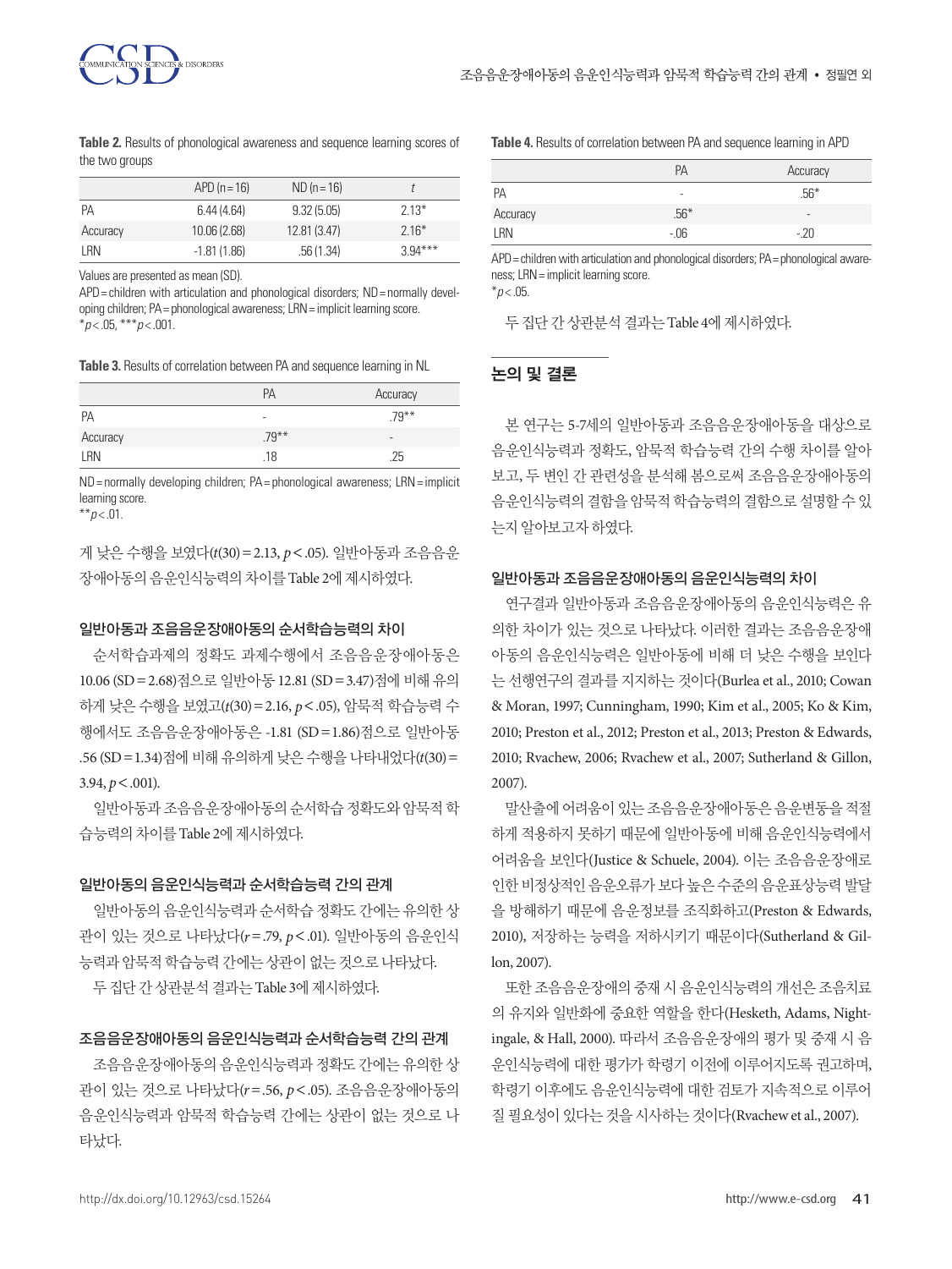**Table 2.** Results of phonological awareness and sequence learning scores of the two groups

| | APD (n = 16) | ND (n = 16) | t |
|---|---|---|---|
| PA | 6.44 (4.64) | 9.32 (5.05) | 2.13* |
| Accuracy | 10.06 (2.68) | 12.81 (3.47) | 2.16* |
| LRN | -1.81 (1.86) | .56 (1.34) | 3.94*** |

Values are presented as mean (SD).
APD = children with articulation and phonological disorders; ND = normally developing children; PA = phonological awareness; LRN = implicit learning score.
*$p$ < .05, ***$p$ < .001.

**Table 3.** Results of correlation between PA and sequence learning in NL

| | PA | Accuracy |
|---|---|---|
| PA | - | .79** |
| Accuracy | .79** | - |
| LRN | .18 | .25 |

ND = normally developing children; PA = phonological awareness; LRN = implicit learning score.
**$p$ < .01.

게 낮은 수행을 보였다($t$(30) = 2.13, $p$ < .05). 일반아동과 조음음운장애아동의 음운인식능력의 차이를 Table 2에 제시하였다.

### 일반아동과 조음음운장애아동의 순서학습능력의 차이

순서학습과제의 정확도 과제수행에서 조음음운장애아동은 10.06 (SD = 2.68)점으로 일반아동 12.81 (SD = 3.47)점에 비해 유의하게 낮은 수행을 보였고($t$(30) = 2.16, $p$ < .05), 암묵적 학습능력 수행에서도 조음음운장애아동은 -1.81 (SD = 1.86)점으로 일반아동 .56 (SD = 1.34)점에 비해 유의하게 낮은 수행을 나타내었다($t$(30) = 3.94, $p$ < .001).

일반아동과 조음음운장애아동의 순서학습 정확도와 암묵적 학습능력의 차이를 Table 2에 제시하였다.

### 일반아동의 음운인식능력과 순서학습능력 간의 관계

일반아동의 음운인식능력과 순서학습 정확도 간에는 유의한 상관이 있는 것으로 나타났다($r$ = .79, $p$ < .01). 일반아동의 음운인식능력과 암묵적 학습능력 간에는 상관이 없는 것으로 나타났다.

두 집단 간 상관분석 결과는 Table 3에 제시하였다.

### 조음음운장애아동의 음운인식능력과 순서학습능력 간의 관계

조음음운장애아동의 음운인식능력과 정확도 간에는 유의한 상관이 있는 것으로 나타났다($r$ = .56, $p$ < .05). 조음음운장애아동의 음운인식능력과 암묵적 학습능력 간에는 상관이 없는 것으로 나타났다.

**Table 4.** Results of correlation between PA and sequence learning in APD

| | PA | Accuracy |
|---|---|---|
| PA | - | .56* |
| Accuracy | .56* | - |
| LRN | -.06 | -.20 |

APD = children with articulation and phonological disorders; PA = phonological awareness; LRN = implicit learning score.
*$p$ < .05.

두 집단 간 상관분석 결과는 Table 4에 제시하였다.

## 논의 및 결론

본 연구는 5-7세의 일반아동과 조음음운장애아동을 대상으로 음운인식능력과 정확도, 암묵적 학습능력 간의 수행 차이를 알아보고, 두 변인 간 관련성을 분석해 봄으로써 조음음운장애아동의 음운인식능력의 결함을 암묵적 학습능력의 결함으로 설명할 수 있는지 알아보고자 하였다.

### 일반아동과 조음음운장애아동의 음운인식능력의 차이

연구결과 일반아동과 조음음운장애아동의 음운인식능력은 유의한 차이가 있는 것으로 나타났다. 이러한 결과는 조음음운장애아동의 음운인식능력은 일반아동에 비해 더 낮은 수행을 보인다는 선행연구의 결과를 지지하는 것이다(Burlea et al., 2010; Cowan & Moran, 1997; Cunningham, 1990; Kim et al., 2005; Ko & Kim, 2010; Preston et al., 2012; Preston et al., 2013; Preston & Edwards, 2010; Rvachew, 2006; Rvachew et al., 2007; Sutherland & Gillon, 2007).

말산출에 어려움이 있는 조음음운장애아동은 음운변동을 적절하게 적용하지 못하기 때문에 일반아동에 비해 음운인식능력에서 어려움을 보인다(Justice & Schuele, 2004). 이는 조음음운장애로 인한 비정상적인 음운오류가 보다 높은 수준의 음운표상능력 발달을 방해하기 때문에 음운정보를 조직화하고(Preston & Edwards, 2010), 저장하는 능력을 저하시키기 때문이다(Sutherland & Gillon, 2007).

또한 조음음운장애의 중재 시 음운인식능력의 개선은 조음치료의 유지와 일반화에 중요한 역할을 한다(Hesketh, Adams, Nightingale, & Hall, 2000). 따라서 조음음운장애의 평가 및 중재 시 음운인식능력에 대한 평가가 학령기 이전에 이루어지도록 권고하며, 학령기 이후에도 음운인식능력에 대한 검토가 지속적으로 이루어질 필요성이 있다는 것을 시사하는 것이다(Rvachew et al., 2007).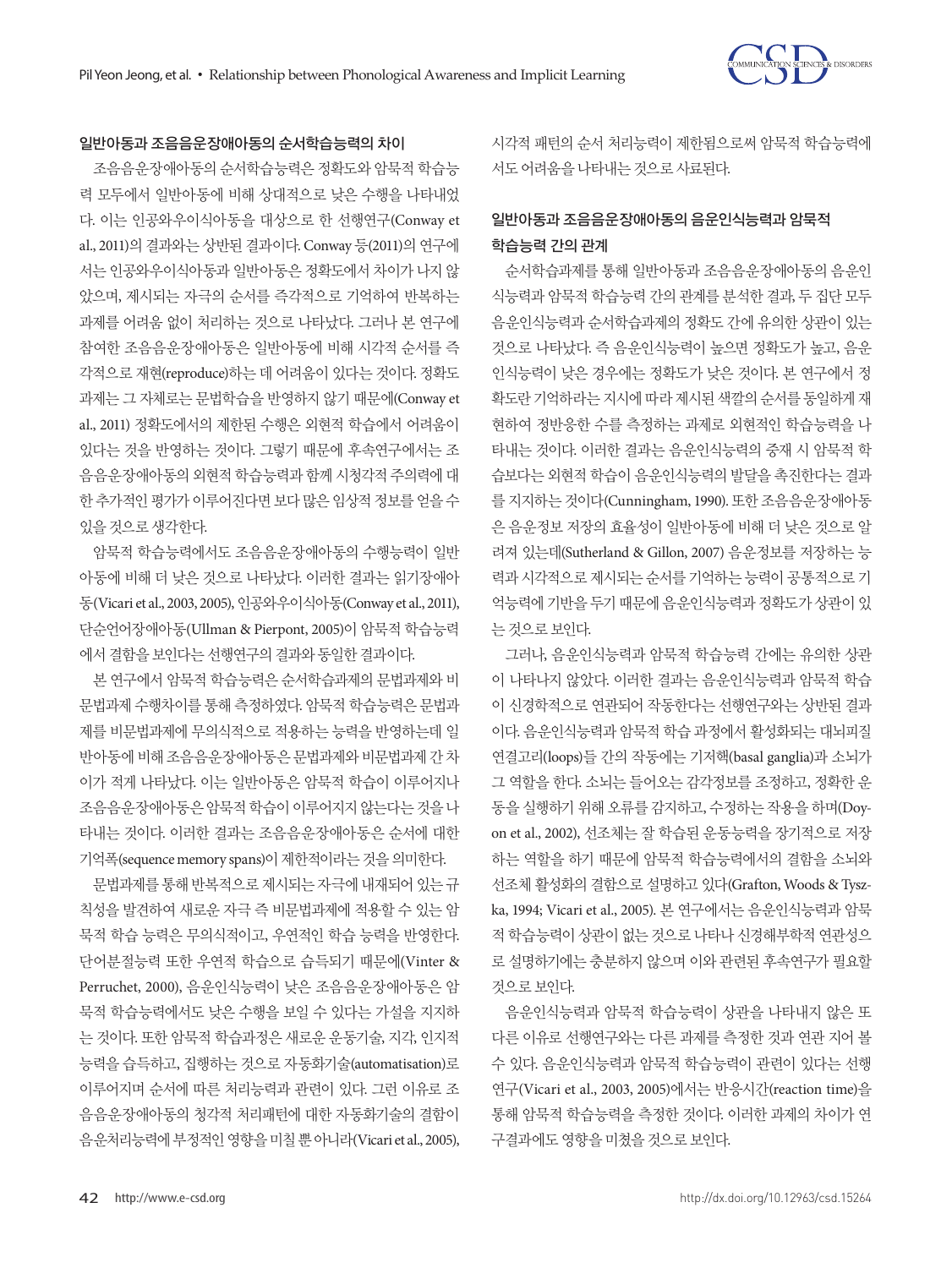### 일반아동과 조음음운장애아동의 순서학습능력의 차이

조음음운장애아동의 순서학습능력은 정확도와 암묵적 학습능력 모두에서 일반아동에 비해 상대적으로 낮은 수행을 나타내었다. 이는 인공와우이식아동을 대상으로 한 선행연구(Conway et al., 2011)의 결과와는 상반된 결과이다. Conway 등(2011)의 연구에서는 인공와우이식아동과 일반아동은 정확도에서 차이가 나지 않았으며, 제시되는 자극의 순서를 즉각적으로 기억하여 반복하는 과제를 어려움 없이 처리하는 것으로 나타났다. 그러나 본 연구에 참여한 조음음운장애아동은 일반아동에 비해 시각적 순서를 즉각적으로 재현(reproduce)하는 데 어려움이 있다는 것이다. 정확도 과제는 그 자체로는 문법학습을 반영하지 않기 때문에(Conway et al., 2011) 정확도에서의 제한된 수행은 외현적 학습에서 어려움이 있다는 것을 반영하는 것이다. 그렇기 때문에 후속연구에서는 조음음운장애아동의 외현적 학습능력과 함께 시청각적 주의력에 대한 추가적인 평가가 이루어진다면 보다 많은 임상적 정보를 얻을 수 있을 것으로 생각한다.

암묵적 학습능력에서도 조음음운장애아동의 수행능력이 일반아동에 비해 더 낮은 것으로 나타났다. 이러한 결과는 읽기장애아동(Vicari et al., 2003, 2005), 인공와우이식아동(Conway et al., 2011), 단순언어장애아동(Ullman & Pierpont, 2005)이 암묵적 학습능력에서 결함을 보인다는 선행연구의 결과와 동일한 결과이다.

본 연구에서 암묵적 학습능력은 순서학습과제의 문법과제와 비문법과제 수행차이를 통해 측정하였다. 암묵적 학습능력은 문법과제를 비문법과제에 무의식적으로 적용하는 능력을 반영하는데 일반아동에 비해 조음음운장애아동은 문법과제와 비문법과제 간 차이가 적게 나타났다. 이는 일반아동은 암묵적 학습이 이루어지나 조음음운장애아동은 암묵적 학습이 이루어지지 않는다는 것을 나타내는 것이다. 이러한 결과는 조음음운장애아동은 순서에 대한 기억폭(sequence memory spans)이 제한적이라는 것을 의미한다.

문법과제를 통해 반복적으로 제시되는 자극에 내재되어 있는 규칙성을 발견하여 새로운 자극 즉 비문법과제에 적용할 수 있는 암묵적 학습 능력은 무의식적이고, 우연적인 학습 능력을 반영한다. 단어분절능력 또한 우연적 학습으로 습득되기 때문에(Vinter & Perruchet, 2000), 음운인식능력이 낮은 조음음운장애아동은 암묵적 학습능력에서도 낮은 수행을 보일 수 있다는 가설을 지지하는 것이다. 또한 암묵적 학습과정은 새로운 운동기술, 지각, 인지적 능력을 습득하고, 집행하는 것으로 자동화기술(automatisation)로 이루어지며 순서에 따른 처리능력과 관련이 있다. 그런 이유로 조음음운장애아동의 청각적 처리패턴에 대한 자동화기술의 결함이 음운처리능력에 부정적인 영향을 미칠 뿐 아니라(Vicari et al., 2005), 시각적 패턴의 순서 처리능력이 제한됨으로써 암묵적 학습능력에서도 어려움을 나타내는 것으로 사료된다.

### 일반아동과 조음음운장애아동의 음운인식능력과 암묵적 학습능력 간의 관계

순서학습과제를 통해 일반아동과 조음음운장애아동의 음운인식능력과 암묵적 학습능력 간의 관계를 분석한 결과, 두 집단 모두 음운인식능력과 순서학습과제의 정확도 간에 유의한 상관이 있는 것으로 나타났다. 즉 음운인식능력이 높으면 정확도가 높고, 음운인식능력이 낮은 경우에는 정확도가 낮은 것이다. 본 연구에서 정확도란 기억하라는 지시에 따라 제시된 색깔의 순서를 동일하게 재현하여 정반응한 수를 측정하는 과제로 외현적인 학습능력을 나타내는 것이다. 이러한 결과는 음운인식능력의 중재 시 암묵적 학습보다는 외현적 학습이 음운인식능력의 발달을 촉진한다는 결과를 지지하는 것이다(Cunningham, 1990). 또한 조음음운장애아동은 음운정보 저장의 효율성이 일반아동에 비해 더 낮은 것으로 알려져 있는데(Sutherland & Gillon, 2007) 음운정보를 저장하는 능력과 시각적으로 제시되는 순서를 기억하는 능력이 공통적으로 기억능력에 기반을 두기 때문에 음운인식능력과 정확도가 상관이 있는 것으로 보인다.

그러나, 음운인식능력과 암묵적 학습능력 간에는 유의한 상관이 나타나지 않았다. 이러한 결과는 음운인식능력과 암묵적 학습이 신경학적으로 연관되어 작동한다는 선행연구와는 상반된 결과이다. 음운인식능력과 암묵적 학습 과정에서 활성화되는 대뇌피질 연결고리(loops)들 간의 작동에는 기저핵(basal ganglia)과 소뇌가 그 역할을 한다. 소뇌는 들어오는 감각정보를 조정하고, 정확한 운동을 실행하기 위해 오류를 감지하고, 수정하는 작용을 하며(Doyon et al., 2002), 선조체는 잘 학습된 운동능력을 장기적으로 저장하는 역할을 하기 때문에 암묵적 학습능력에서의 결함을 소뇌와 선조체 활성화의 결함으로 설명하고 있다(Grafton, Woods & Tyszka, 1994; Vicari et al., 2005). 본 연구에서는 음운인식능력과 암묵적 학습능력이 상관이 없는 것으로 나타나 신경해부학적 연관성으로 설명하기에는 충분하지 않으며 이와 관련된 후속연구가 필요할 것으로 보인다.

음운인식능력과 암묵적 학습능력이 상관을 나타내지 않은 또 다른 이유로 선행연구와는 다른 과제를 측정한 것과 연관 지어 볼 수 있다. 음운인식능력과 암묵적 학습능력이 관련이 있다는 선행연구(Vicari et al., 2003, 2005)에서는 반응시간(reaction time)을 통해 암묵적 학습능력을 측정한 것이다. 이러한 과제의 차이가 연구결과에도 영향을 미쳤을 것으로 보인다.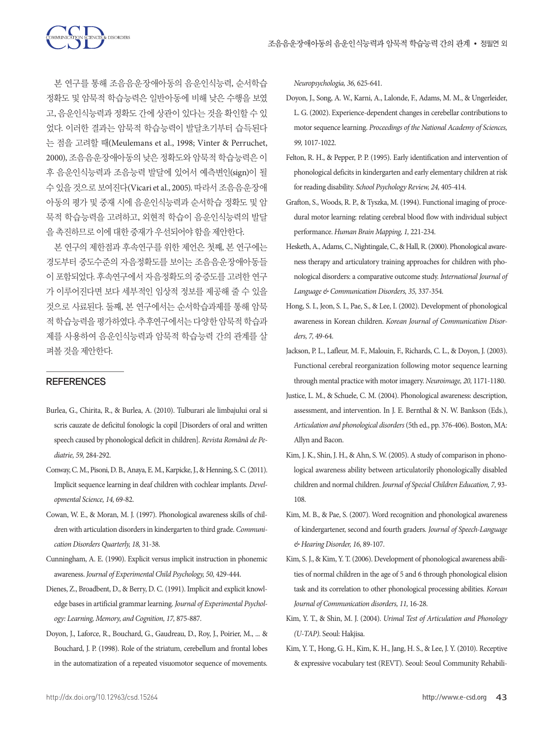본 연구를 통해 조음음운장애아동의 음운인식능력, 순서학습 정확도 및 암묵적 학습능력은 일반아동에 비해 낮은 수행을 보였고, 음운인식능력과 정확도 간에 상관이 있다는 것을 확인할 수 있었다. 이러한 결과는 암묵적 학습능력이 발달초기부터 습득된다는 점을 고려할 때(Meulemans et al., 1998; Vinter & Perruchet, 2000), 조음음운장애아동의 낮은 정확도와 암묵적 학습능력은 이후 음운인식능력과 조음능력 발달에 있어서 예측변인(sign)이 될 수 있을 것으로 보여진다(Vicari et al., 2005). 따라서 조음음운장애아동의 평가 및 중재 시에 음운인식능력과 순서학습 정확도 및 암묵적 학습능력을 고려하고, 외현적 학습이 음운인식능력의 발달을 촉진하므로 이에 대한 중재가 우선되어야 함을 제안한다.

본 연구의 제한점과 후속연구를 위한 제언은 첫째, 본 연구에는 경도부터 중도수준의 자음정확도를 보이는 조음음운장애아동들이 포함되었다. 후속연구에서 자음정확도의 중증도를 고려한 연구가 이루어진다면 보다 세부적인 임상적 정보를 제공해 줄 수 있을 것으로 사료된다. 둘째, 본 연구에서는 순서학습과제를 통해 암묵적 학습능력을 평가하였다. 추후연구에서는 다양한 암묵적 학습과제를 사용하여 음운인식능력과 암묵적 학습능력 간의 관계를 살펴볼 것을 제안한다.

## REFERENCES

Burlea, G., Chirita, R., & Burlea, A. (2010). Tulburari ale limbajului oral si scris cauzate de deficitul fonologic la copil [Disorders of oral and written speech caused by phonological deficit in children]. *Revista Română de Pediatrie, 59,* 284-292.

Conway, C. M., Pisoni, D. B., Anaya, E. M., Karpicke, J., & Henning, S. C. (2011). Implicit sequence learning in deaf children with cochlear implants. *Developmental Science, 14,* 69-82.

Cowan, W. E., & Moran, M. J. (1997). Phonological awareness skills of children with articulation disorders in kindergarten to third grade. *Communication Disorders Quarterly, 18,* 31-38.

Cunningham, A. E. (1990). Explicit versus implicit instruction in phonemic awareness. *Journal of Experimental Child Psychology, 50,* 429-444.

Dienes, Z., Broadbent, D., & Berry, D. C. (1991). Implicit and explicit knowledge bases in artificial grammar learning. *Journal of Experimental Psychology: Learning, Memory, and Cognition, 17,* 875-887.

Doyon, J., Laforce, R., Bouchard, G., Gaudreau, D., Roy, J., Poirier, M., ... & Bouchard, J. P. (1998). Role of the striatum, cerebellum and frontal lobes in the automatization of a repeated visuomotor sequence of movements. *Neuropsychologia, 36,* 625-641.

Doyon, J., Song, A. W., Karni, A., Lalonde, F., Adams, M. M., & Ungerleider, L. G. (2002). Experience-dependent changes in cerebellar contributions to motor sequence learning. *Proceedings of the National Academy of Sciences, 99,* 1017-1022.

Felton, R. H., & Pepper, P. P. (1995). Early identification and intervention of phonological deficits in kindergarten and early elementary children at risk for reading disability. *School Psychology Review, 24,* 405-414.

Grafton, S., Woods, R. P., & Tyszka, M. (1994). Functional imaging of procedural motor learning: relating cerebral blood flow with individual subject performance. *Human Brain Mapping, 1,* 221-234.

Hesketh, A., Adams, C., Nightingale, C., & Hall, R. (2000). Phonological awareness therapy and articulatory training approaches for children with phonological disorders: a comparative outcome study. *International Journal of Language & Communication Disorders, 35,* 337-354.

Hong, S. I., Jeon, S. I., Pae, S., & Lee, I. (2002). Development of phonological awareness in Korean children. *Korean Journal of Communication Disorders, 7,* 49-64.

Jackson, P. L., Lafleur, M. F., Malouin, F., Richards, C. L., & Doyon, J. (2003). Functional cerebral reorganization following motor sequence learning through mental practice with motor imagery. *Neuroimage, 20,* 1171-1180.

Justice, L. M., & Schuele, C. M. (2004). Phonological awareness: description, assessment, and intervention. In J. E. Bernthal & N. W. Bankson (Eds.), *Articulation and phonological disorders* (5th ed., pp. 376-406). Boston, MA: Allyn and Bacon.

Kim, J. K., Shin, J. H., & Ahn, S. W. (2005). A study of comparison in phonological awareness ability between articulatorily phonologically disabled children and normal children. *Journal of Special Children Education, 7,* 93-108.

Kim, M. B., & Pae, S. (2007). Word recognition and phonological awareness of kindergartener, second and fourth graders. *Journal of Speech-Language & Hearing Disorder, 16,* 89-107.

Kim, S. J., & Kim, Y. T. (2006). Development of phonological awareness abilities of normal children in the age of 5 and 6 through phonological elision task and its correlation to other phonological processing abilities. *Korean Journal of Communication disorders, 11,* 16-28.

Kim, Y. T., & Shin, M. J. (2004). *Urimal Test of Articulation and Phonology (U-TAP).* Seoul: Hakjisa.

Kim, Y. T., Hong, G. H., Kim, K. H., Jang, H. S., & Lee, J. Y. (2010). Receptive & expressive vocabulary test (REVT). Seoul: Seoul Community Rehabili-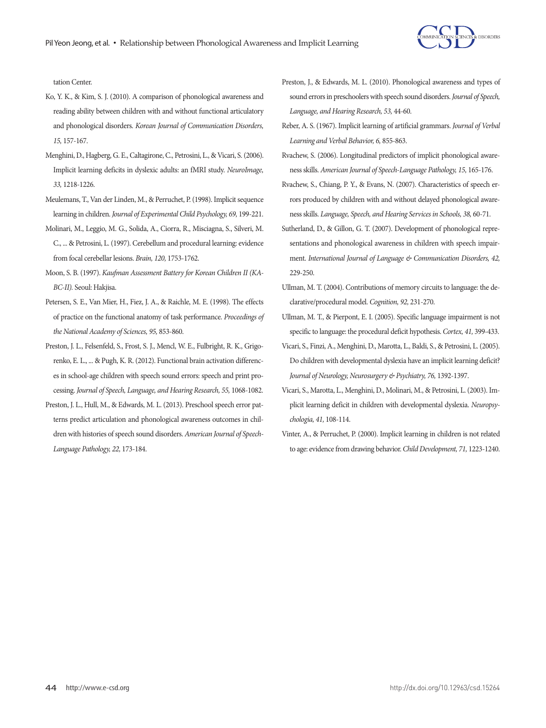tation Center.

Ko, Y. K., & Kim, S. J. (2010). A comparison of phonological awareness and reading ability between children with and without functional articulatory and phonological disorders. *Korean Journal of Communication Disorders, 15,* 157-167.

Menghini, D., Hagberg, G. E., Caltagirone, C., Petrosini, L., & Vicari, S. (2006). Implicit learning deficits in dyslexic adults: an fMRI study. *NeuroImage, 33,* 1218-1226.

Meulemans, T., Van der Linden, M., & Perruchet, P. (1998). Implicit sequence learning in children. *Journal of Experimental Child Psychology, 69,* 199-221.

Molinari, M., Leggio, M. G., Solida, A., Ciorra, R., Misciagna, S., Silveri, M. C., ... & Petrosini, L. (1997). Cerebellum and procedural learning: evidence from focal cerebellar lesions. *Brain, 120,* 1753-1762.

Moon, S. B. (1997). *Kaufman Assessment Battery for Korean Children II (KA-BC-II).* Seoul: Hakjisa.

Petersen, S. E., Van Mier, H., Fiez, J. A., & Raichle, M. E. (1998). The effects of practice on the functional anatomy of task performance. *Proceedings of the National Academy of Sciences, 95,* 853-860.

Preston, J. L., Felsenfeld, S., Frost, S. J., Mencl, W. E., Fulbright, R. K., Grigorenko, E. L., ... & Pugh, K. R. (2012). Functional brain activation differences in school-age children with speech sound errors: speech and print processing. *Journal of Speech, Language, and Hearing Research, 55,* 1068-1082.

Preston, J. L., Hull, M., & Edwards, M. L. (2013). Preschool speech error patterns predict articulation and phonological awareness outcomes in children with histories of speech sound disorders. *American Journal of Speech-Language Pathology, 22,* 173-184.

Preston, J., & Edwards, M. L. (2010). Phonological awareness and types of sound errors in preschoolers with speech sound disorders. *Journal of Speech, Language, and Hearing Research, 53,* 44-60.

Reber, A. S. (1967). Implicit learning of artificial grammars. *Journal of Verbal Learning and Verbal Behavior, 6,* 855-863.

Rvachew, S. (2006). Longitudinal predictors of implicit phonological awareness skills. *American Journal of Speech-Language Pathology, 15,* 165-176.

Rvachew, S., Chiang, P. Y., & Evans, N. (2007). Characteristics of speech errors produced by children with and without delayed phonological awareness skills. *Language, Speech, and Hearing Services in Schools, 38,* 60-71.

Sutherland, D., & Gillon, G. T. (2007). Development of phonological representations and phonological awareness in children with speech impairment. *International Journal of Language & Communication Disorders, 42,* 229-250.

Ullman, M. T. (2004). Contributions of memory circuits to language: the declarative/procedural model. *Cognition, 92,* 231-270.

Ullman, M. T., & Pierpont, E. I. (2005). Specific language impairment is not specific to language: the procedural deficit hypothesis. *Cortex, 41,* 399-433.

Vicari, S., Finzi, A., Menghini, D., Marotta, L., Baldi, S., & Petrosini, L. (2005). Do children with developmental dyslexia have an implicit learning deficit? *Journal of Neurology, Neurosurgery & Psychiatry, 76,* 1392-1397.

Vicari, S., Marotta, L., Menghini, D., Molinari, M., & Petrosini, L. (2003). Implicit learning deficit in children with developmental dyslexia. *Neuropsychologia, 41,* 108-114.

Vinter, A., & Perruchet, P. (2000). Implicit learning in children is not related to age: evidence from drawing behavior. *Child Development, 71,* 1223-1240.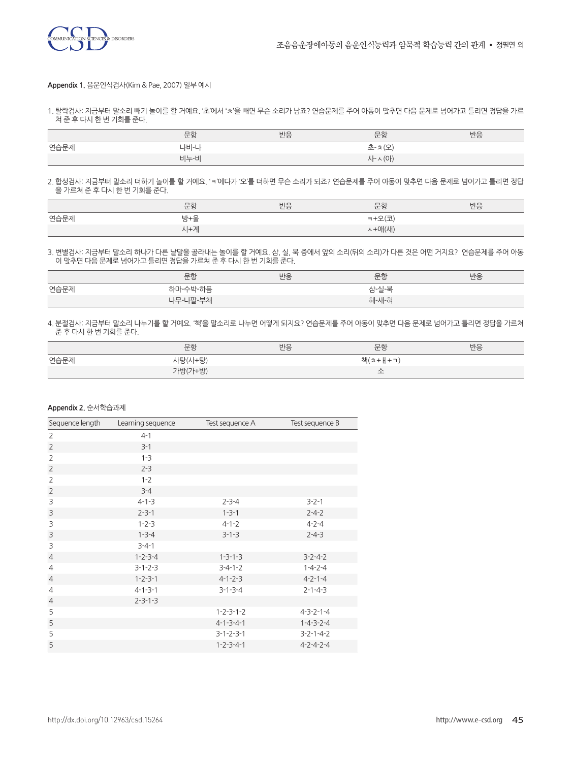**Appendix 1.** 음운인식검사(Kim & Pae, 2007) 일부 예시

1. 탈락검사: 지금부터 말소리 빼기 놀이를 할 거예요. '초'에서 'ㅊ'을 빼면 무슨 소리가 남죠? 연습문제를 주어 아동이 맞추면 다음 문제로 넘어가고 틀리면 정답을 가르쳐 준 후 다시 한 번 기회를 준다.

| | 문항 | 반응 | 문항 | 반응 |
|---|---|---|---|---|
| 연습문제 | 나비-나 | | 초-ㅊ(오) | |
| | 비누-비 | | 사-ㅅ(아) | |

2. 합성검사: 지금부터 말소리 더하기 놀이를 할 거예요. 'ㅋ'에다가 '오'를 더하면 무슨 소리가 되죠? 연습문제를 주어 아동이 맞추면 다음 문제로 넘어가고 틀리면 정답을 가르쳐 준 후 다시 한 번 기회를 준다.

| | 문항 | 반응 | 문항 | 반응 |
|---|---|---|---|---|
| 연습문제 | 방+울 | | ㅋ+오(코) | |
| | 시+계 | | ㅅ+애(새) | |

3. 변별검사: 지금부터 말소리 하나가 다른 낱말을 골라내는 놀이를 할 거예요. 삼, 실, 북 중에서 앞의 소리(뒤의 소리)가 다른 것은 어떤 거지요? 연습문제를 주어 아동이 맞추면 다음 문제로 넘어가고 틀리면 정답을 가르쳐 준 후 다시 한 번 기회를 준다.

| | 문항 | 반응 | 문항 | 반응 |
|---|---|---|---|---|
| 연습문제 | 하마-수박-하품 | | 삼-실-북 | |
| | 나무-나팔-부채 | | 해-새-혀 | |

4. 분절검사: 지금부터 말소리 나누기를 할 거예요. '책'을 말소리로 나누면 어떻게 되지요? 연습문제를 주어 아동이 맞추면 다음 문제로 넘어가고 틀리면 정답을 가르쳐 준 후 다시 한 번 기회를 준다.

| | 문항 | 반응 | 문항 | 반응 |
|---|---|---|---|---|
| 연습문제 | 사탕(사+탕) | | 책(ㅊ+ㅐ+ㄱ) | |
| | 가방(가+방) | | 소 | |

**Appendix 2.** 순서학습과제

| Sequence length | Learning sequence | Test sequence A | Test sequence B |
|---|---|---|---|
| 2 | 4-1 | | |
| 2 | 3-1 | | |
| 2 | 1-3 | | |
| 2 | 2-3 | | |
| 2 | 1-2 | | |
| 2 | 3-4 | | |
| 3 | 4-1-3 | 2-3-4 | 3-2-1 |
| 3 | 2-3-1 | 1-3-1 | 2-4-2 |
| 3 | 1-2-3 | 4-1-2 | 4-2-4 |
| 3 | 1-3-4 | 3-1-3 | 2-4-3 |
| 3 | 3-4-1 | | |
| 4 | 1-2-3-4 | 1-3-1-3 | 3-2-4-2 |
| 4 | 3-1-2-3 | 3-4-1-2 | 1-4-2-4 |
| 4 | 1-2-3-1 | 4-1-2-3 | 4-2-1-4 |
| 4 | 4-1-3-1 | 3-1-3-4 | 2-1-4-3 |
| 4 | 2-3-1-3 | | |
| 5 | | 1-2-3-1-2 | 4-3-2-1-4 |
| 5 | | 4-1-3-4-1 | 1-4-3-2-4 |
| 5 | | 3-1-2-3-1 | 3-2-1-4-2 |
| 5 | | 1-2-3-4-1 | 4-2-4-2-4 |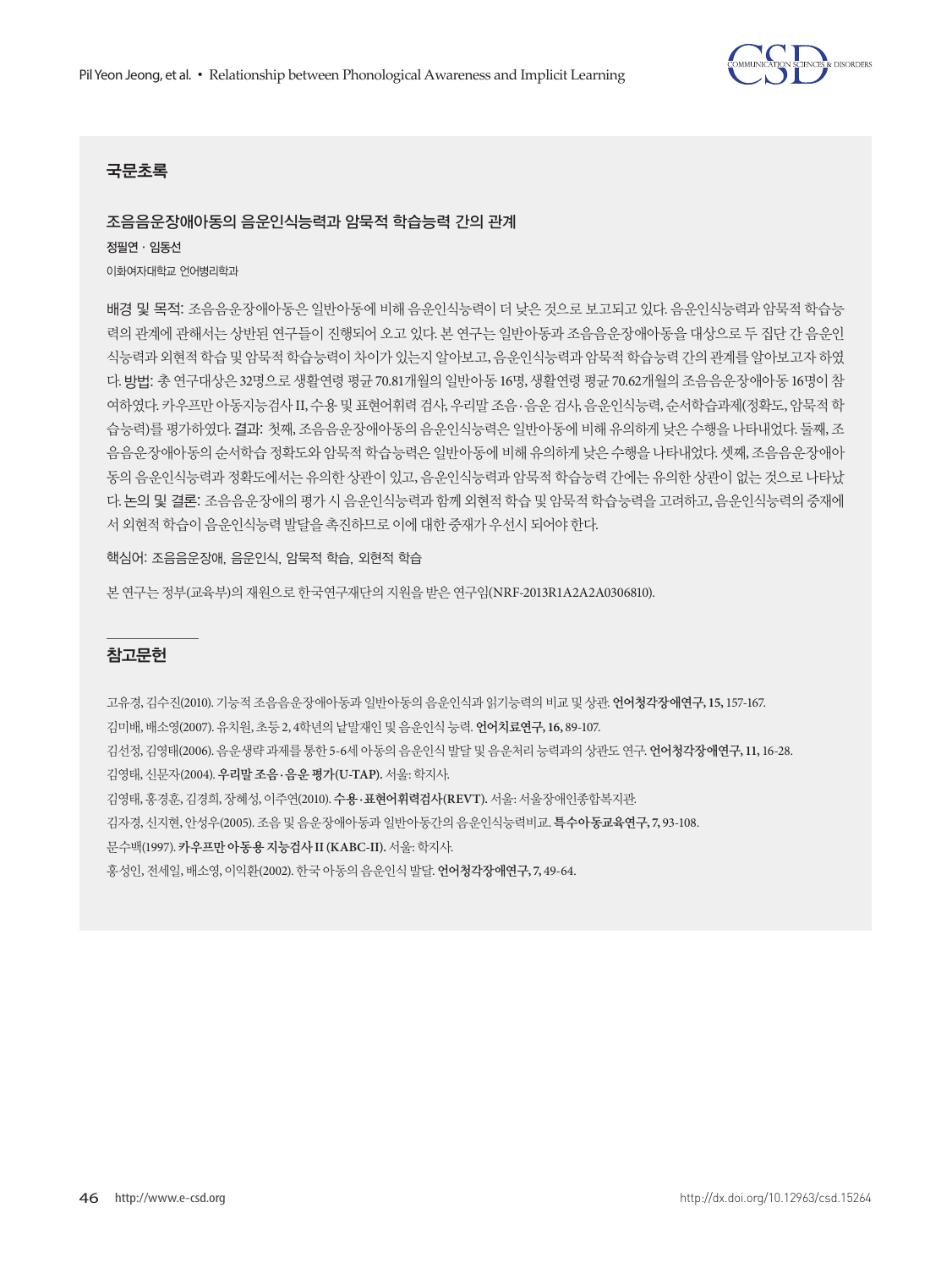## 국문초록

### 조음음운장애아동의 음운인식능력과 암묵적 학습능력 간의 관계

**정필연 · 임동선**

이화여자대학교 언어병리학과

**배경 및 목적:** 조음음운장애아동은 일반아동에 비해 음운인식능력이 더 낮은 것으로 보고되고 있다. 음운인식능력과 암묵적 학습능력의 관계에 관해서는 상반된 연구들이 진행되어 오고 있다. 본 연구는 일반아동과 조음음운장애아동을 대상으로 두 집단 간 음운인식능력과 외현적 학습 및 암묵적 학습능력이 차이가 있는지 알아보고, 음운인식능력과 암묵적 학습능력 간의 관계를 알아보고자 하였다. **방법:** 총 연구대상은 32명으로 생활연령 평균 70.81개월의 일반아동 16명, 생활연령 평균 70.62개월의 조음음운장애아동 16명이 참여하였다. 카우프만 아동지능검사 II, 수용 및 표현어휘력 검사, 우리말 조음·음운 검사, 음운인식능력, 순서학습과제(정확도, 암묵적 학습능력)를 평가하였다. **결과:** 첫째, 조음음운장애아동의 음운인식능력은 일반아동에 비해 유의하게 낮은 수행을 나타내었다. 둘째, 조음음운장애아동의 순서학습 정확도와 암묵적 학습능력은 일반아동에 비해 유의하게 낮은 수행을 나타내었다. 셋째, 조음음운장애아동의 음운인식능력과 정확도에서는 유의한 상관이 있고, 음운인식능력과 암묵적 학습능력 간에는 유의한 상관이 없는 것으로 나타났다. **논의 및 결론:** 조음음운장애의 평가 시 음운인식능력과 함께 외현적 학습 및 암묵적 학습능력을 고려하고, 음운인식능력의 중재에서 외현적 학습이 음운인식능력 발달을 촉진하므로 이에 대한 중재가 우선시 되어야 한다.

**핵심어:** 조음음운장애, 음운인식, 암묵적 학습, 외현적 학습

본 연구는 정부(교육부)의 재원으로 한국연구재단의 지원을 받은 연구임(NRF-2013R1A2A2A0306810).

## 참고문헌

고유경, 김수진(2010). 기능적 조음음운장애아동과 일반아동의 음운인식과 읽기능력의 비교 및 상관. **언어청각장애연구, 15,** 157-167.

김미배, 배소영(2007). 유치원, 초등 2, 4학년의 낱말재인 및 음운인식 능력. **언어치료연구, 16,** 89-107.

김선정, 김영태(2006). 음운생략 과제를 통한 5-6세 아동의 음운인식 발달 및 음운처리 능력과의 상관도 연구. **언어청각장애연구, 11,** 16-28.

김영태, 신문자(2004). **우리말 조음·음운 평가(U-TAP).** 서울: 학지사.

김영태, 홍경훈, 김경희, 장혜성, 이주연(2010). **수용·표현어휘력검사(REVT).** 서울: 서울장애인종합복지관.

김자경, 신지현, 안성우(2005). 조음 및 음운장애아동과 일반아동간의 음운인식능력비교. **특수아동교육연구, 7,** 93-108.

문수백(1997). **카우프만 아동용 지능검사 II (KABC-II).** 서울: 학지사.

홍성인, 전세일, 배소영, 이익환(2002). 한국 아동의 음운인식 발달. **언어청각장애연구, 7,** 49-64.